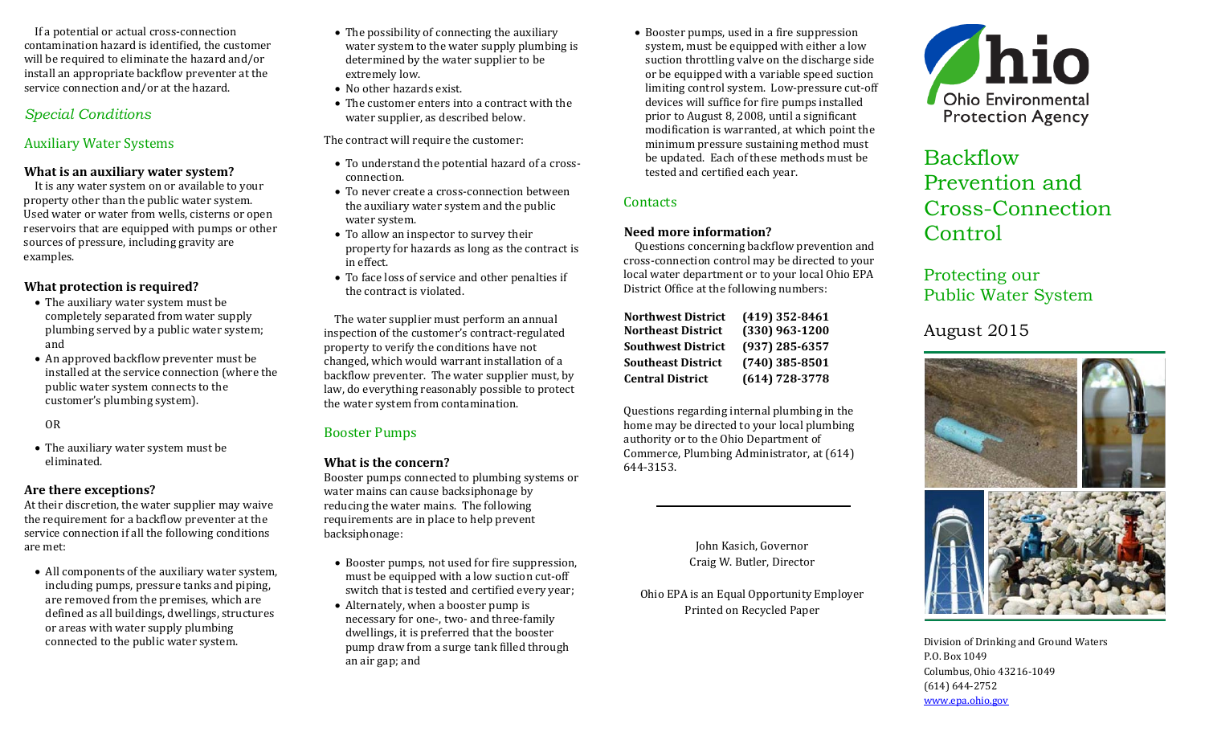If a potential or actual cross-connection contamination hazard is identified, the customer will be required to eliminate the hazard and/or install an appropriate backflow preventer at the service connection and/or at the hazard.

## *Special Conditions*

### Auxiliary Water Systems

**What is an auxiliary water system?**

It is any water system on or available to your property other than the public water system. Used water or water from wells, cisterns or open reservoirs that are equipped with pumps or other sources of pressure, including gravity are examples.

**What protection is required?**

- The auxiliary water system must be completely separated from water supply plumbing served by a public water system; and
- An approved backflow preventer must be installed at the service connection (where the public water system connects to the customer's plumbing system).

OR

- The auxiliary water system must be eliminated.

**Are there exceptions?**

At their discretion, the water supplier may waive the requirement for a backflow preventer at the service connection if all the following conditions are met:

- All components of the auxiliary water system, including pumps, pressure tanks and piping, are removed from the premises, which are defined as all buildings, dwellings, structures or areas with water supply plumbing connected to the public water system.
- The possibility of connecting the auxiliary water system to the water supply plumbing is determined by the water supplier to be extremely low.
- No other hazards exist.
- The customer enters into a contract with the water supplier, as described below.

The contract will require the customer:

- To understand the potential hazard of a cross-connection.
- To never create a cross-connection between the auxiliary water system and the public water system.
- To allow an inspector to survey their property for hazards as long as the contract is in effect.
- To face loss of service and other penalties if the contract is violated.

The water supplier must perform an annual inspection of the customer's contract-regulated property to verify the conditions have not changed, which would warrant installation of a backflow preventer. The water supplier must, by law, do everything reasonably possible to protect the water system from contamination.

### Booster Pumps

**What is the concern?**

Booster pumps connected to plumbing systems or water mains can cause backsiphonage by reducing the water mains. The following requirements are in place to help prevent backsiphonage:

- Booster pumps, not used for fire suppression, must be equipped with a low suction cut-off switch that is tested and certified every year;
- Alternately, when a booster pump is necessary for one-, two- and three-family dwellings, it is preferred that the booster pump draw from a surge tank filled through an air gap; and
- Booster pumps, used in a fire suppression system, must be equipped with either a low suction throttling valve on the discharge side or be equipped with a variable speed suction limiting control system. Low-pressure cut-off devices will suffice for fire pumps installed prior to August 8, 2008, until a significant modification is warranted, at which point the minimum pressure sustaining method must be updated. Each of these methods must be tested and certified each year.

### Contacts

**Need more information?**

Questions concerning backflow prevention and cross-connection control may be directed to your local water department or to your local Ohio EPA District Office at the following numbers:

| | |
|---|---|
| **Northwest District** | **(419) 352-8461** |
| **Northeast District** | **(330) 963-1200** |
| **Southwest District** | **(937) 285-6357** |
| **Southeast District** | **(740) 385-8501** |
| **Central District** | **(614) 728-3778** |

Questions regarding internal plumbing in the home may be directed to your local plumbing authority or to the Ohio Department of Commerce, Plumbing Administrator, at (614) 644-3153.

---

John Kasich, Governor
Craig W. Butler, Director

Ohio EPA is an Equal Opportunity Employer
Printed on Recycled Paper

Ohio Environmental Protection Agency

# Backflow Prevention and Cross-Connection Control

## Protecting our Public Water System

August 2015

Division of Drinking and Ground Waters
P.O. Box 1049
Columbus, Ohio 43216-1049
(614) 644-2752
www.epa.ohio.gov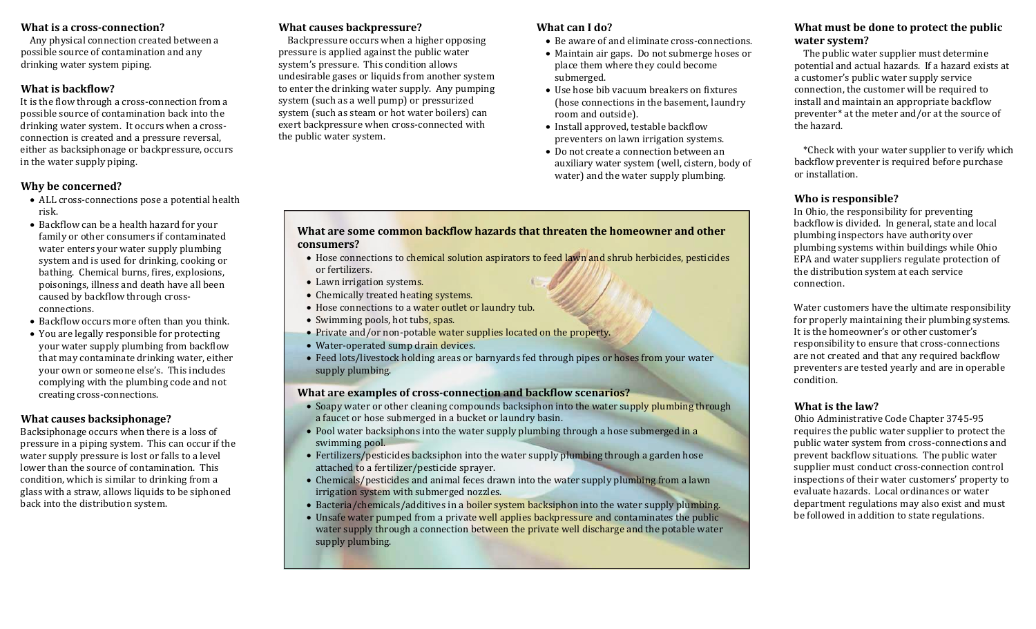### What is a cross-connection?

Any physical connection created between a possible source of contamination and any drinking water system piping.

### What is backflow?

It is the flow through a cross-connection from a possible source of contamination back into the drinking water system. It occurs when a cross-connection is created and a pressure reversal, either as backsiphonage or backpressure, occurs in the water supply piping.

### Why be concerned?

- ALL cross-connections pose a potential health risk.
- Backflow can be a health hazard for your family or other consumers if contaminated water enters your water supply plumbing system and is used for drinking, cooking or bathing. Chemical burns, fires, explosions, poisonings, illness and death have all been caused by backflow through cross-connections.
- Backflow occurs more often than you think.
- You are legally responsible for protecting your water supply plumbing from backflow that may contaminate drinking water, either your own or someone else's. This includes complying with the plumbing code and not creating cross-connections.

### What causes backsiphonage?

Backsiphonage occurs when there is a loss of pressure in a piping system. This can occur if the water supply pressure is lost or falls to a level lower than the source of contamination. This condition, which is similar to drinking from a glass with a straw, allows liquids to be siphoned back into the distribution system.

### What causes backpressure?

Backpressure occurs when a higher opposing pressure is applied against the public water system's pressure. This condition allows undesirable gases or liquids from another system to enter the drinking water supply. Any pumping system (such as a well pump) or pressurized system (such as steam or hot water boilers) can exert backpressure when cross-connected with the public water system.

### What can I do?

- Be aware of and eliminate cross-connections.
- Maintain air gaps. Do not submerge hoses or place them where they could become submerged.
- Use hose bib vacuum breakers on fixtures (hose connections in the basement, laundry room and outside).
- Install approved, testable backflow preventers on lawn irrigation systems.
- Do not create a connection between an auxiliary water system (well, cistern, body of water) and the water supply plumbing.

### What are some common backflow hazards that threaten the homeowner and other consumers?

- Hose connections to chemical solution aspirators to feed lawn and shrub herbicides, pesticides or fertilizers.
- Lawn irrigation systems.
- Chemically treated heating systems.
- Hose connections to a water outlet or laundry tub.
- Swimming pools, hot tubs, spas.
- Private and/or non-potable water supplies located on the property.
- Water-operated sump drain devices.
- Feed lots/livestock holding areas or barnyards fed through pipes or hoses from your water supply plumbing.

### What are examples of cross-connection and backflow scenarios?

- Soapy water or other cleaning compounds backsiphon into the water supply plumbing through a faucet or hose submerged in a bucket or laundry basin.
- Pool water backsiphons into the water supply plumbing through a hose submerged in a swimming pool.
- Fertilizers/pesticides backsiphon into the water supply plumbing through a garden hose attached to a fertilizer/pesticide sprayer.
- Chemicals/pesticides and animal feces drawn into the water supply plumbing from a lawn irrigation system with submerged nozzles.
- Bacteria/chemicals/additives in a boiler system backsiphon into the water supply plumbing.
- Unsafe water pumped from a private well applies backpressure and contaminates the public water supply through a connection between the private well discharge and the potable water supply plumbing.

### What must be done to protect the public water system?

The public water supplier must determine potential and actual hazards. If a hazard exists at a customer's public water supply service connection, the customer will be required to install and maintain an appropriate backflow preventer* at the meter and/or at the source of the hazard.

*Check with your water supplier to verify which backflow preventer is required before purchase or installation.

### Who is responsible?

In Ohio, the responsibility for preventing backflow is divided. In general, state and local plumbing inspectors have authority over plumbing systems within buildings while Ohio EPA and water suppliers regulate protection of the distribution system at each service connection.

Water customers have the ultimate responsibility for properly maintaining their plumbing systems. It is the homeowner's or other customer's responsibility to ensure that cross-connections are not created and that any required backflow preventers are tested yearly and are in operable condition.

### What is the law?

Ohio Administrative Code Chapter 3745-95 requires the public water supplier to protect the public water system from cross-connections and prevent backflow situations. The public water supplier must conduct cross-connection control inspections of their water customers' property to evaluate hazards. Local ordinances or water department regulations may also exist and must be followed in addition to state regulations.